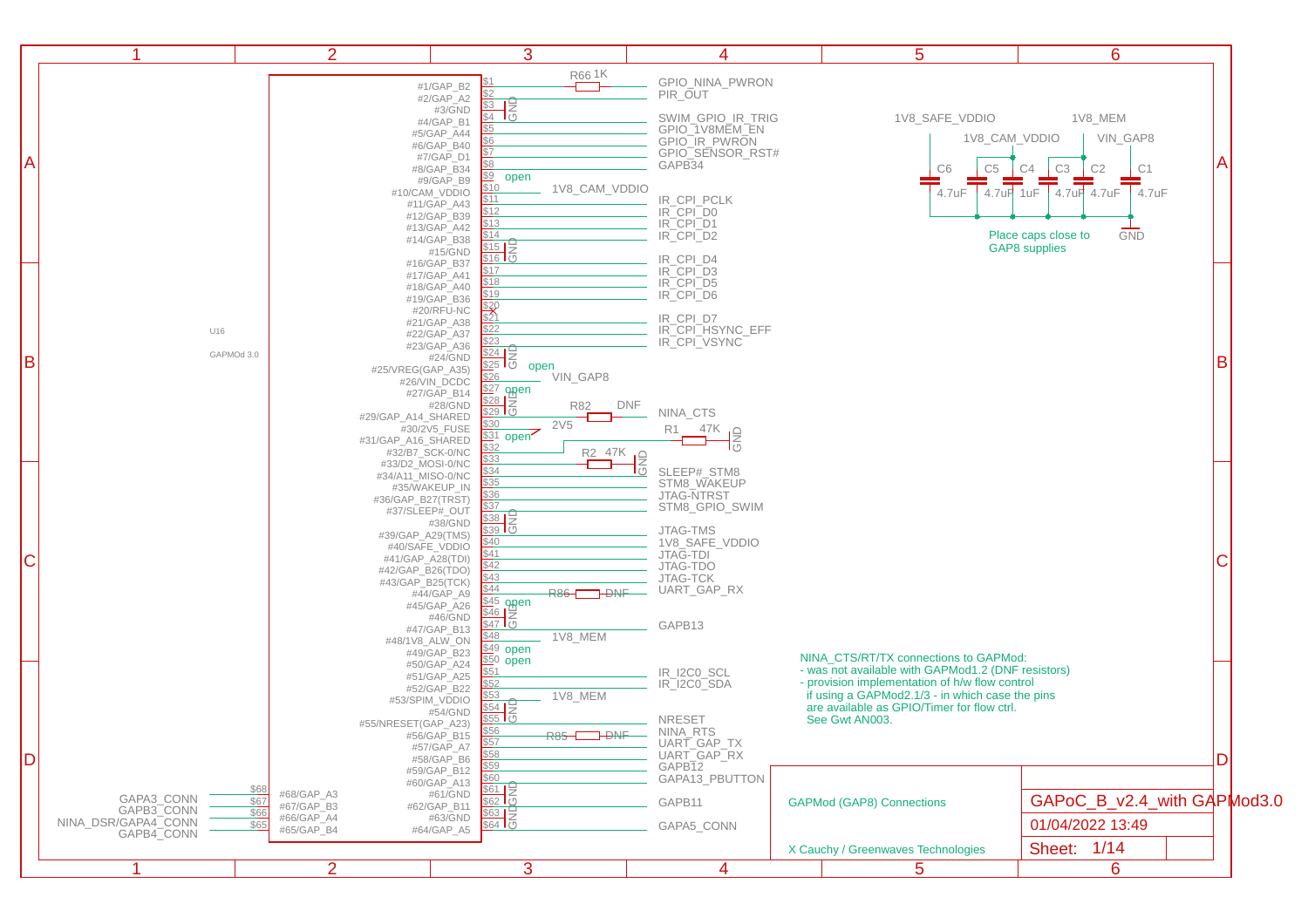# GAPMod (GAP8) Connections

**U16** — GAPMOd 3.0

| Pin | Module pin name | Connection |
|---|---|---|
| $1 | #1/GAP_B2 | R66 1K → GPIO_NINA_PWRON |
| $2 | #2/GAP_A2 | PIR_OUT |
| $3 | #3/GND | GND |
| $4 | #4/GAP_B1 | SWIM_GPIO_IR_TRIG |
| $5 | #5/GAP_A44 | GPIO_1V8MEM_EN |
| $6 | #6/GAP_B40 | GPIO_IR_PWRON |
| $7 | #7/GAP_D1 | GPIO_SENSOR_RST# |
| $8 | #8/GAP_B34 | GAPB34 |
| $9 | #9/GAP_B9 | open |
| $10 | #10/CAM_VDDIO | 1V8_CAM_VDDIO |
| $11 | #11/GAP_A43 | IR_CPI_PCLK |
| $12 | #12/GAP_B39 | IR_CPI_D0 |
| $13 | #13/GAP_A42 | IR_CPI_D1 |
| $14 | #14/GAP_B38 | IR_CPI_D2 |
| $15 | #15/GND | GND |
| $16 | #16/GAP_B37 | IR_CPI_D4 |
| $17 | #17/GAP_A41 | IR_CPI_D3 |
| $18 | #18/GAP_A40 | IR_CPI_D5 |
| $19 | #19/GAP_B36 | IR_CPI_D6 |
| $20 | #20/RFU-NC | X |
| $21 | #21/GAP_A38 | IR_CPI_D7 |
| $22 | #22/GAP_A37 | IR_CPI_HSYNC_EFF |
| $23 | #23/GAP_A36 | IR_CPI_VSYNC |
| $24 | #24/GND | GND |
| $25 | #25/VREG(GAP_A35) | open |
| $26 | #26/VIN_DCDC | VIN_GAP8 |
| $27 | #27/GAP_B14 | open |
| $28 | #28/GND | GND |
| $29 | #29/GAP_A14_SHARED | R82 DNF → NINA_CTS |
| $30 | #30/2V5_FUSE | 2V5 |
| $31 | #31/GAP_A16_SHARED | open |
| $32 | #32/B7_SCK-0/NC | R1 47K → GND |
| $33 | #33/D2_MOSI-0/NC | R2 47K → GND |
| $34 | #34/A11_MISO-0/NC | SLEEP#_STM8 |
| $35 | #35/WAKEUP_IN | STM8_WAKEUP |
| $36 | #36/GAP_B27(TRST) | JTAG-NTRST |
| $37 | #37/SLEEP#_OUT | STM8_GPIO_SWIM |
| $38 | #38/GND | GND |
| $39 | #39/GAP_A29(TMS) | JTAG-TMS |
| $40 | #40/SAFE_VDDIO | 1V8_SAFE_VDDIO |
| $41 | #41/GAP_A28(TDI) | JTAG-TDI |
| $42 | #42/GAP_B26(TDO) | JTAG-TDO |
| $43 | #43/GAP_B25(TCK) | JTAG-TCK |
| $44 | #44/GAP_A9 | R86 DNF → UART_GAP_RX |
| $45 | #45/GAP_A26 | open |
| $46 | #46/GND | GND |
| $47 | #47/GAP_B13 | GAPB13 |
| $48 | #48/1V8_ALW_ON | 1V8_MEM |
| $49 | #49/GAP_B23 | open |
| $50 | #50/GAP_A24 | open |
| $51 | #51/GAP_A25 | IR_I2C0_SCL |
| $52 | #52/GAP_B22 | IR_I2C0_SDA |
| $53 | #53/SPIM_VDDIO | 1V8_MEM |
| $54 | #54/GND | GND |
| $55 | #55/NRESET(GAP_A23) | NRESET |
| $56 | #56/GAP_B15 | R85 DNF → NINA_RTS |
| $57 | #57/GAP_A7 | UART_GAP_TX |
| $58 | #58/GAP_B6 | UART_GAP_RX |
| $59 | #59/GAP_B12 | GAPB12 |
| $60 | #60/GAP_A13 | GAPA13_PBUTTON |
| $61 | #61/GND | GND |
| $62 | #62/GAP_B11 | GAPB11 |
| $63 | #63/GND | GND |
| $64 | #64/GAP_A5 | GAPA5_CONN |
| $65 | #65/GAP_B4 | GAPB4_CONN |
| $66 | #66/GAP_A4 | NINA_DSR/GAPA4_CONN |
| $67 | #67/GAP_B3 | GAPB3_CONN |
| $68 | #68/GAP_A3 | GAPA3_CONN |

Decoupling capacitors (to GND):

- 1V8_SAFE_VDDIO: C6 4.7uF
- 1V8_CAM_VDDIO: C5 4.7uF, C4 1uF
- 1V8_MEM: C3 4.7uF, C2 4.7uF
- VIN_GAP8: C1 4.7uF

Place caps close to GAP8 supplies

NINA_CTS/RT/TX connections to GAPMod:
- was not available with GAPMod1.2 (DNF resistors)
- provision implementation of h/w flow control
  if using a GAPMod2.1/3 - in which case the pins
  are available as GPIO/Timer for flow ctrl.
  See Gwt AN003.

| | |
|---|---|
| GAPMod (GAP8) Connections | GAPoC_B_v2.4_with GAPMod3.0 |
| | 01/04/2022 13:49 |
| X Cauchy / Greenwaves Technologies | Sheet: 1/14 |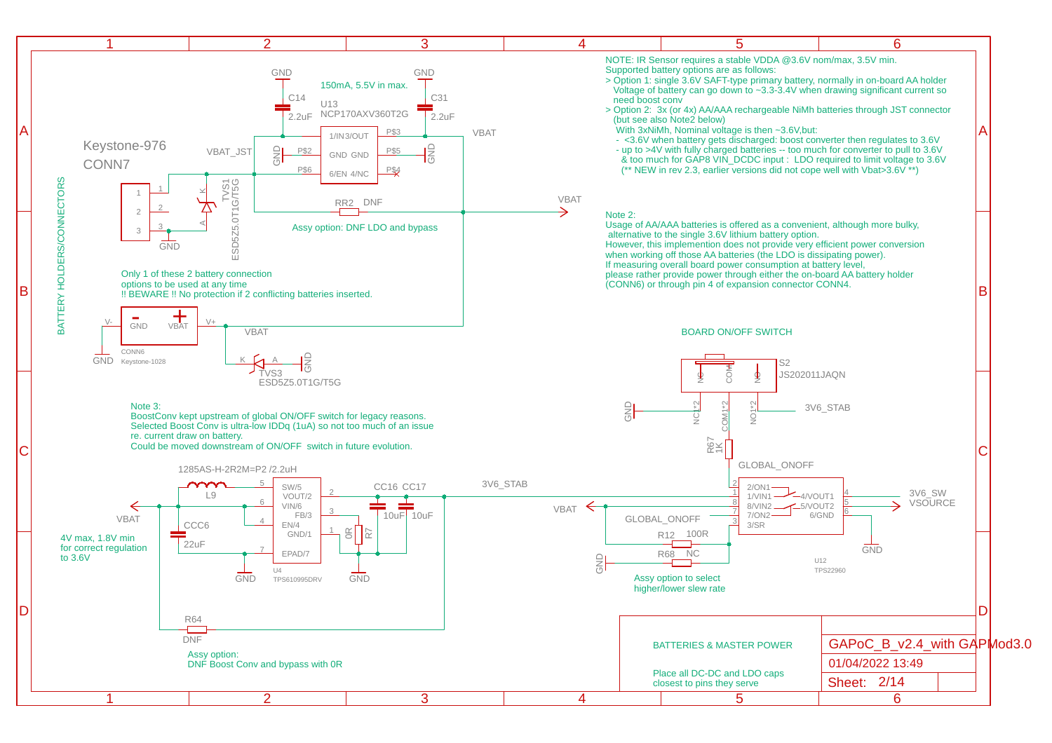NOTE: IR Sensor requires a stable VDDA @3.6V nom/max, 3.5V min.
Supported battery options are as follows:

- > Option 1: single 3.6V SAFT-type primary battery, normally in on-board AA holder
  Voltage of battery can go down to ~3.3-3.4V when drawing significant current so need boost conv
- > Option 2: 3x (or 4x) AA/AAA rechargeable NiMh batteries through JST connector (but see also Note2 below)
  With 3xNiMh, Nominal voltage is then ~3.6V,but:
  - <3.6V when battery gets discharged: boost converter then regulates to 3.6V
  - up to >4V with fully charged batteries -- too much for converter to pull to 3.6V & too much for GAP8 VIN_DCDC input : LDO required to limit voltage to 3.6V
  (** NEW in rev 2.3, earlier versions did not cope well with Vbat>3.6V **)

Note 2:
Usage of AA/AAA batteries is offered as a convenient, although more bulky, alternative to the single 3.6V lithium battery option.
However, this implemention does not provide very efficient power conversion when working off those AA batteries (the LDO is dissipating power).
If measuring overall board power consumption at battery level, please rather provide power through either the on-board AA battery holder (CONN6) or through pin 4 of expansion connector CONN4.

BATTERY HOLDERS/CONNECTORS

Keystone-976
CONN7

TVS1 ESD5Z5.0T1G/T5G

C14 2.2uF, C31 2.2uF

U13 NCP170AXV360T2G — 150mA, 5.5V in max.

VBAT_JST, VBAT

RR2 DNF

Assy option: DNF LDO and bypass

Only 1 of these 2 battery connection options to be used at any time
!! BEWARE !! No protection if 2 conflicting batteries inserted.

CONN6 Keystone-1028

TVS3 ESD5Z5.0T1G/T5G

BOARD ON/OFF SWITCH

S2 JS202011JAQN

R67 1K

GLOBAL_ONOFF

3V6_STAB

Note 3:
BoostConv kept upstream of global ON/OFF switch for legacy reasons.
Selected Boost Conv is ultra-low IDDq (1uA) so not too much of an issue re. current draw on battery.
Could be moved downstream of ON/OFF switch in future evolution.

1285AS-H-2R2M=P2 /2.2uH

L9

CCC6 22uF

U4 TPS610995DRV

CC16 10uF, CC17 10uF

R7 0R

4V max, 1.8V min for correct regulation to 3.6V

R64 DNF

Assy option:
DNF Boost Conv and bypass with 0R

U12 TPS22960

3V6_SW VSOURCE

R12 100R

R68 NC

Assy option to select higher/lower slew rate

BATTERIES & MASTER POWER

Place all DC-DC and LDO caps closest to pins they serve

GAPoC_B_v2.4_with GAPMod3.0

01/04/2022 13:49

Sheet: 2/14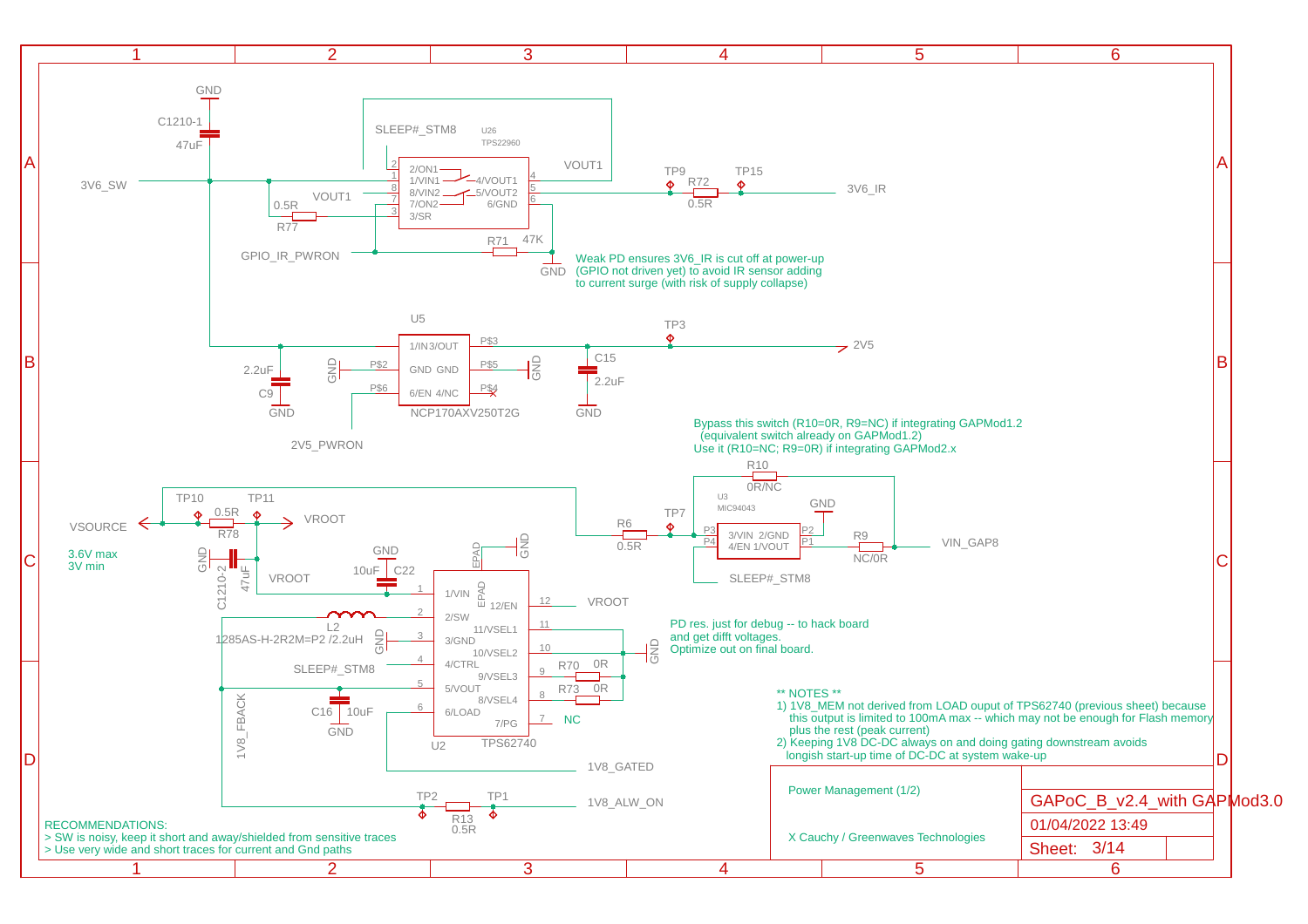Weak PD ensures 3V6_IR is cut off at power-up (GPIO not driven yet) to avoid IR sensor adding to current surge (with risk of supply collapse)

Bypass this switch (R10=0R, R9=NC) if integrating GAPMod1.2 (equivalent switch already on GAPMod1.2)
Use it (R10=NC; R9=0R) if integrating GAPMod2.x

VSOURCE
3.6V max
3V min

PD res. just for debug -- to hack board and get difft voltages.
Optimize out on final board.

** NOTES **

1) 1V8_MEM not derived from LOAD ouput of TPS62740 (previous sheet) because this output is limited to 100mA max -- which may not be enough for Flash memory plus the rest (peak current)
2) Keeping 1V8 DC-DC always on and doing gating downstream avoids longish start-up time of DC-DC at system wake-up

RECOMMENDATIONS:

> SW is noisy, keep it short and away/shielded from sensitive traces
> Use very wide and short traces for current and Gnd paths

| | |
|---|---|
| Power Management (1/2) | GAPoC_B_v2.4_with GAPMod3.0 |
| | 01/04/2022 13:49 |
| X Cauchy / Greenwaves Technologies | Sheet: 3/14 |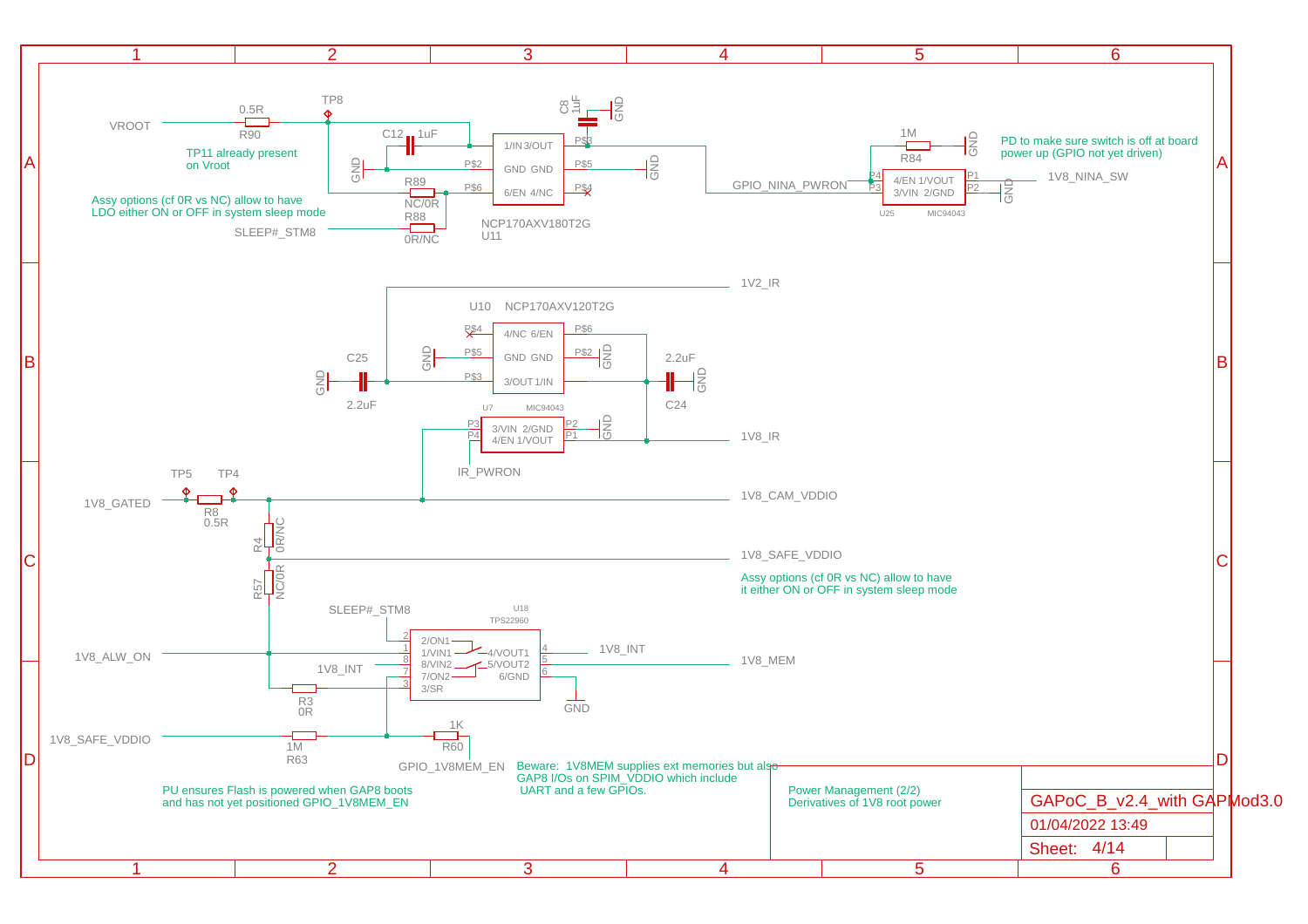## Power Management (2/2)

Derivatives of 1V8 root power

GAPoC_B_v2.4_with GAPMod3.0

01/04/2022 13:49

Sheet: 4/14

---

VROOT — R90 0.5R — TP8

TP11 already present on Vroot

C12 1uF

U11 NCP170AXV180T2G: 1/IN 3/OUT, GND GND, 6/EN 4/NC

C8 1uF

R89 NC/0R

R88 0R/NC

SLEEP#_STM8

Assy options (cf 0R vs NC) allow to have LDO either ON or OFF in system sleep mode

GPIO_NINA_PWRON

R84 1M

U25 MIC94043: 4/EN 1/VOUT, 3/VIN 2/GND

1V8_NINA_SW

PD to make sure switch is off at board power up (GPIO not yet driven)

1V2_IR

U10 NCP170AXV120T2G: 4/NC 6/EN, GND GND, 3/OUT 1/IN

C25 2.2uF

C24 2.2uF

U7 MIC94043: 3/VIN 2/GND, 4/EN 1/VOUT

IR_PWRON

1V8_IR

1V8_GATED — TP5 — R8 0.5R — TP4

1V8_CAM_VDDIO

R4 0R/NC

1V8_SAFE_VDDIO

R57 NC/0R

Assy options (cf 0R vs NC) allow to have it either ON or OFF in system sleep mode

U18 TPS22960: 2/ON1, 1/VIN1, 8/VIN2, 7/ON2, 3/SR, 4/VOUT1, 5/VOUT2, 6/GND

SLEEP#_STM8

1V8_ALW_ON

1V8_INT

1V8_MEM

R3 0R

GND

1V8_SAFE_VDDIO — R63 1M

R60 1K

GPIO_1V8MEM_EN

PU ensures Flash is powered when GAP8 boots and has not yet positioned GPIO_1V8MEM_EN

Beware: 1V8MEM supplies ext memories but also GAP8 I/Os on SPIM_VDDIO which include UART and a few GPIOs.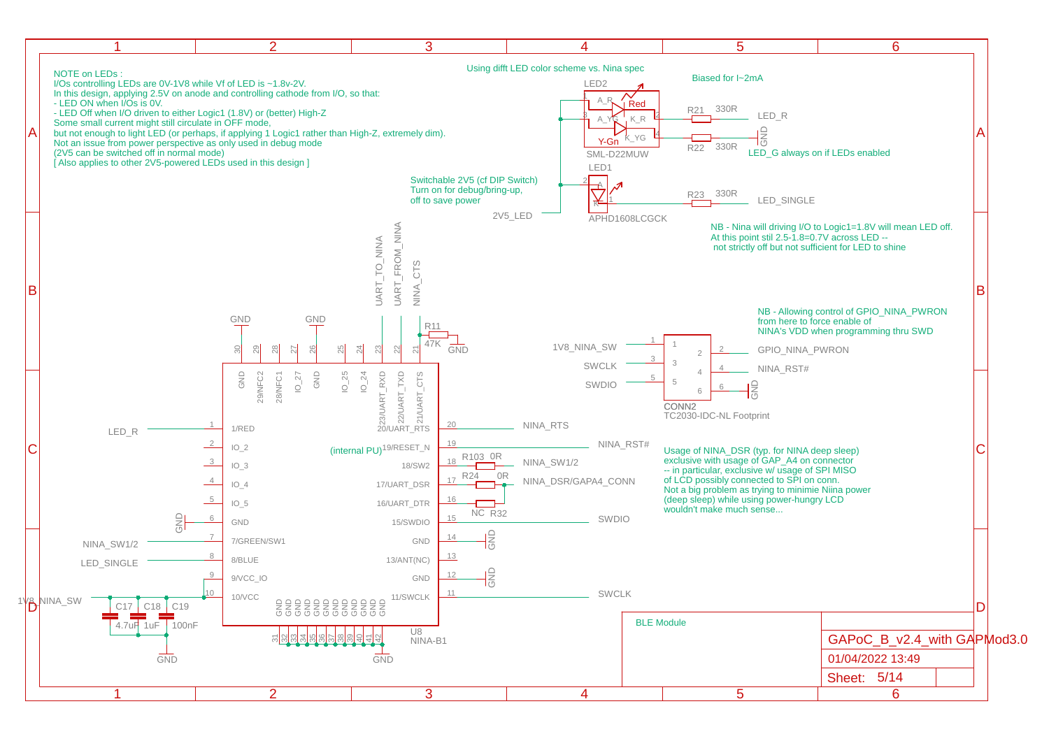NOTE on LEDs :
I/Os controlling LEDs are 0V-1V8 while Vf of LED is ~1.8v-2V.
In this design, applying 2.5V on anode and controlling cathode from I/O, so that:
- LED ON when I/Os is 0V.
- LED Off when I/O driven to either Logic1 (1.8V) or (better) High-Z
Some small current might still circulate in OFF mode,
but not enough to light LED (or perhaps, if applying 1 Logic1 rather than High-Z, extremely dim).
Not an issue from power perspective as only used in debug mode
(2V5 can be switched off in normal mode)
[ Also applies to other 2V5-powered LEDs used in this design ]

Using difft LED color scheme vs. Nina spec

Biased for I~2mA

LED2 — SML-D22MUW (A_R, Red, K_R, A_YG, Y-Gn, K_YG)

R21 330R — LED_R

R22 330R — GND

LED_G always on if LEDs enabled

Switchable 2V5 (cf DIP Switch)
Turn on for debug/bring-up,
off to save power

2V5_LED

LED1 — APHD1608LCGCK

R23 330R — LED_SINGLE

NB - Nina will driving I/O to Logic1=1.8V will mean LED off.
At this point stil 2.5-1.8=0.7V across LED --
not strictly off but not sufficient for LED to shine

NB - Allowing control of GPIO_NINA_PWRON
from here to force enable of
NINA's VDD when programming thru SWD

CONN2 — TC2030-IDC-NL Footprint

| Pin | Signal | Pin | Signal |
|---|---|---|---|
| 1 | 1V8_NINA_SW | 2 | GPIO_NINA_PWRON |
| 3 | SWCLK | 4 | NINA_RST# |
| 5 | SWDIO | 6 | GND |

U8 — NINA-B1

| Pin | Name | Net |
|---|---|---|
| 1 | 1/RED | LED_R |
| 2 | IO_2 | |
| 3 | IO_3 | |
| 4 | IO_4 | |
| 5 | IO_5 | |
| 6 | GND | GND |
| 7 | 7/GREEN/SW1 | NINA_SW1/2 |
| 8 | 8/BLUE | LED_SINGLE |
| 9 | 9/VCC_IO | 1V8_NINA_SW |
| 10 | 10/VCC | 1V8_NINA_SW |
| 11 | 11/SWCLK | SWCLK |
| 12 | GND | GND |
| 13 | 13/ANT(NC) | |
| 14 | GND | GND |
| 15 | 15/SWDIO | SWDIO |
| 16 | 16/UART_DTR | R32 NC |
| 17 | 17/UART_DSR | R24 0R — NINA_DSR/GAPA4_CONN |
| 18 | 18/SW2 | R103 0R — NINA_SW1/2 |
| 19 | 19/RESET_N (internal PU) | NINA_RST# |
| 20 | 20/UART_RTS | NINA_RTS |
| 21 | 21/UART_CTS | NINA_CTS (R11 47K to GND) |
| 22 | 22/UART_TXD | UART_FROM_NINA |
| 23 | 23/UART_RXD | UART_TO_NINA |
| 24 | IO_24 | |
| 25 | IO_25 | |
| 26 | GND | GND |
| 27 | IO_27 | |
| 28 | 28/NFC1 | |
| 29 | 29/NFC2 | |
| 30 | GND | GND |
| 31–42 | GND | GND |

C17 4.7uF, C18 1uF, C19 100nF — 1V8_NINA_SW to GND

Usage of NINA_DSR (typ. for NINA deep sleep)
exclusive with usage of GAP_A4 on connector
-- in particular, exclusive w/ usage of SPI MISO
of LCD possibly connected to SPI on conn.
Not a big problem as trying to minimie Niina power
(deep sleep) while using power-hungry LCD
wouldn't make much sense...

BLE Module

GAPoC_B_v2.4_with GAPMod3.0

01/04/2022 13:49

Sheet: 5/14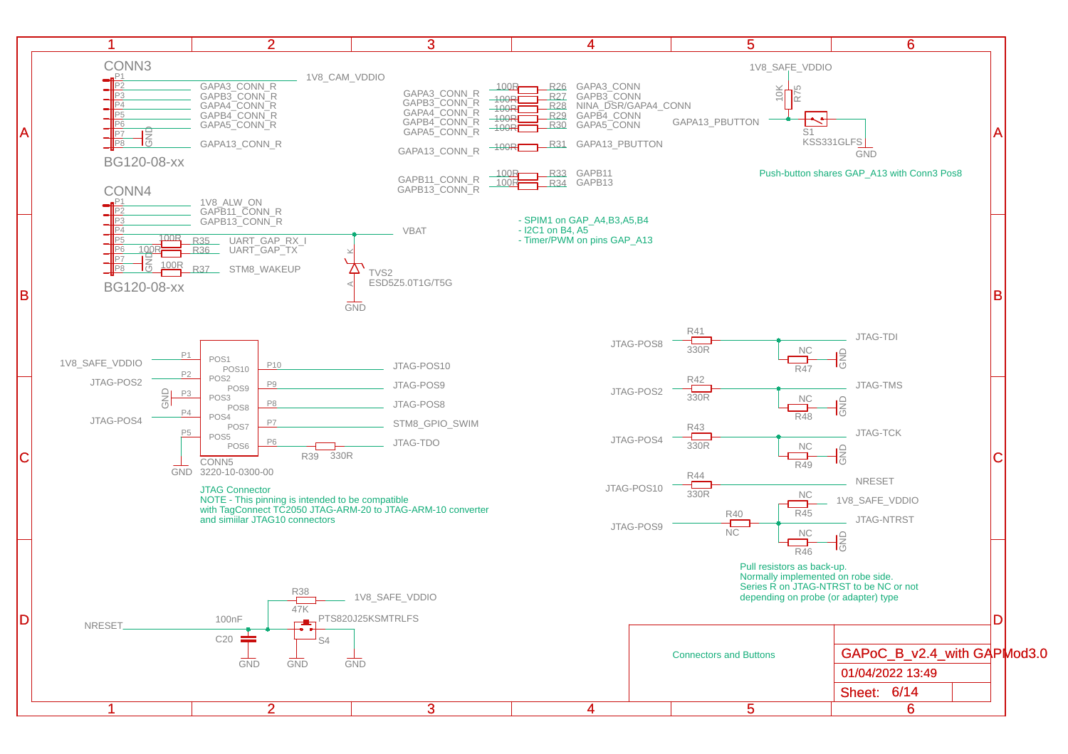CONN3

| Pin | Net |
|---|---|
| P1 | 1V8_CAM_VDDIO |
| P2 | GAPA3_CONN_R |
| P3 | GAPB3_CONN_R |
| P4 | GAPA4_CONN_R |
| P5 | GAPB4_CONN_R |
| P6 | GAPA5_CONN_R |
| P7 | GND |
| P8 | GAPA13_CONN_R |

BG120-08-xx

CONN4

| Pin | Net |
|---|---|
| P1 | 1V8_ALW_ON |
| P2 | GAPB11_CONN_R |
| P3 | GAPB13_CONN_R |
| P4 | VBAT |
| P5 | R35 100R — UART_GAP_RX_I |
| P6 | R36 100R — UART_GAP_TX |
| P7 | GND |
| P8 | R37 100R — STM8_WAKEUP |

BG120-08-xx

TVS2 ESD5Z5.0T1G/T5G (K to VBAT, A to GND)

| Input | Resistor | Value | Output |
|---|---|---|---|
| GAPA3_CONN_R | R26 | 100R | GAPA3_CONN |
| GAPB3_CONN_R | R27 | 100R | GAPB3_CONN |
| GAPA4_CONN_R | R28 | 100R | NINA_DSR/GAPA4_CONN |
| GAPB4_CONN_R | R29 | 100R | GAPB4_CONN |
| GAPA5_CONN_R | R30 | 100R | GAPA5_CONN |
| GAPA13_CONN_R | R31 | 100R | GAPA13_PBUTTON |
| GAPB11_CONN_R | R33 | 100R | GAPB11 |
| GAPB13_CONN_R | R34 | 100R | GAPB13 |

- SPIM1 on GAP_A4,B3,A5,B4
- I2C1 on B4, A5
- Timer/PWM on pins GAP_A13

1V8_SAFE_VDDIO — R75 10K — GAPA13_PBUTTON — S1 KSS331GLFS — GND

Push-button shares GAP_A13 with Conn3 Pos8

CONN5 3220-10-0300-00

| Pin | Position | Net |
|---|---|---|
| P1 | POS1 | 1V8_SAFE_VDDIO |
| P2 | POS2 | JTAG-POS2 |
| P3 | POS3 | GND |
| P4 | POS4 | JTAG-POS4 |
| P5 | POS5 | GND |
| P6 | POS6 | R39 330R — JTAG-TDO |
| P7 | POS7 | STM8_GPIO_SWIM |
| P8 | POS8 | JTAG-POS8 |
| P9 | POS9 | JTAG-POS9 |
| P10 | POS10 | JTAG-POS10 |

JTAG Connector
NOTE - This pinning is intended to be compatible
with TagConnect TC2050 JTAG-ARM-20 to JTAG-ARM-10 converter
and simiilar JTAG10 connectors

| Input | Series R | Output | Pull R |
|---|---|---|---|
| JTAG-POS8 | R41 330R | JTAG-TDI | R47 NC to GND |
| JTAG-POS2 | R42 330R | JTAG-TMS | R48 NC to GND |
| JTAG-POS4 | R43 330R | JTAG-TCK | R49 NC to GND |
| JTAG-POS10 | R44 330R | NRESET | |
| JTAG-POS9 | R40 NC | JTAG-NTRST | R45 NC to 1V8_SAFE_VDDIO; R46 NC to GND |

Pull resistors as back-up.
Normally implemented on robe side.
Series R on JTAG-NTRST to be NC or not
depending on probe (or adapter) type

NRESET — C20 100nF to GND; R38 47K to 1V8_SAFE_VDDIO; S4 PTS820J25KSMTRLFS to GND

Connectors and Buttons

GAPoC_B_v2.4_with GAPMod3.0

01/04/2022 13:49

Sheet: 6/14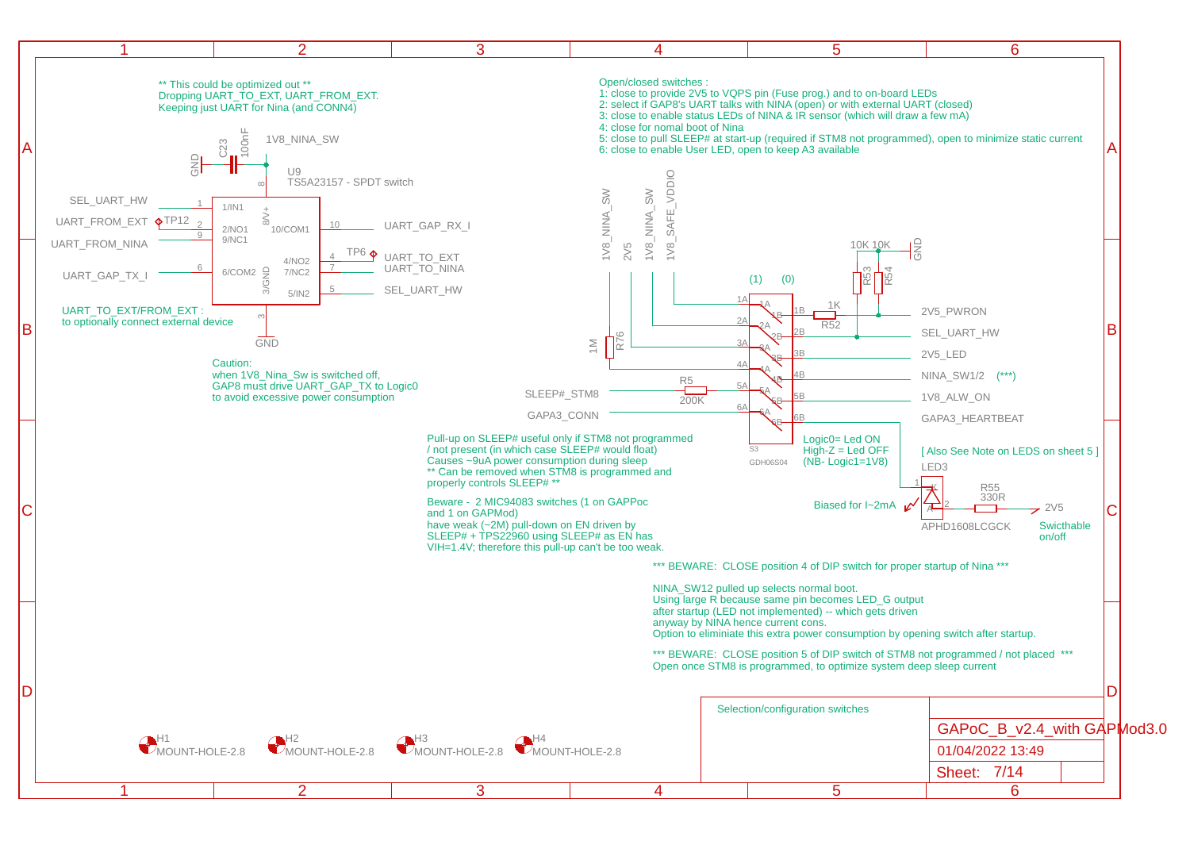** This could be optimized out **
Dropping UART_TO_EXT, UART_FROM_EXT.
Keeping just UART for Nina (and CONN4)

C23 100nF GND 1V8_NINA_SW

U9
TS5A23157 - SPDT switch

| Signal | Pin | | Pin | Signal |
|---|---|---|---|---|
| SEL_UART_HW | 1 (1/IN1) | | 10 (10/COM1) | UART_GAP_RX_I |
| UART_FROM_EXT (TP12) | 2 (2/NO1) | | 4 (4/NO2) | UART_TO_EXT (TP6) |
| UART_FROM_NINA | 9 (9/NC1) | | 7 (7/NC2) | UART_TO_NINA |
| UART_GAP_TX_I | 6 (6/COM2) | | 5 (5/IN2) | SEL_UART_HW |
| | 8 (8/V+) | | 3 (3/GND) | GND |

UART_TO_EXT/FROM_EXT :
to optionally connect external device

Caution:
when 1V8_Nina_Sw is switched off,
GAP8 must drive UART_GAP_TX to Logic0
to avoid excessive power consumption

Open/closed switches :
1: close to provide 2V5 to VQPS pin (Fuse prog.) and to on-board LEDs
2: select if GAP8's UART talks with NINA (open) or with external UART (closed)
3: close to enable status LEDs of NINA & IR sensor (which will draw a few mA)
4: close for nomal boot of Nina
5: close to pull SLEEP# at start-up (required if STM8 not programmed), open to minimize static current
6: close to enable User LED, open to keep A3 available

S3 GDH06S04 (1) (0)

| Input | A | B | Output |
|---|---|---|---|
| 1V8_SAFE_VDDIO | 1A | 1B | R52 1K → 2V5_PWRON |
| 1V8_NINA_SW | 2A | 2B | SEL_UART_HW |
| 2V5 | 3A | 3B | 2V5_LED |
| 1V8_NINA_SW (R76 1M) | 4A | 4B | NINA_SW1/2 (***) |
| SLEEP#_STM8 (R5 200K) | 5A | 5B | 1V8_ALW_ON |
| GAPA3_CONN | 6A | 6B | GAPA3_HEARTBEAT |

R53 10K, R54 10K, GND

Logic0= Led ON
High-Z = Led OFF
(NB- Logic1=1V8)

[ Also See Note on LEDS on sheet 5 ]

LED3 APHD1608LCGCK
R55 330R → 2V5
Biased for I~2mA
Swicthable on/off

Pull-up on SLEEP# useful only if STM8 not programmed
/ not present (in which case SLEEP# would float)
Causes ~9uA power consumption during sleep
** Can be removed when STM8 is programmed and
properly controls SLEEP# **

Beware - 2 MIC94083 switches (1 on GAPPoc
and 1 on GAPMod)
have weak (~2M) pull-down on EN driven by
SLEEP# + TPS22960 using SLEEP# as EN has
VIH=1.4V; therefore this pull-up can't be too weak.

*** BEWARE: CLOSE position 4 of DIP switch for proper startup of Nina ***

NINA_SW12 pulled up selects normal boot.
Using large R because same pin becomes LED_G output
after startup (LED not implemented) -- which gets driven
anyway by NINA hence current cons.
Option to eliminiate this extra power consumption by opening switch after startup.

*** BEWARE: CLOSE position 5 of DIP switch of STM8 not programmed / not placed ***
Open once STM8 is programmed, to optimize system deep sleep current

H1 MOUNT-HOLE-2.8 H2 MOUNT-HOLE-2.8 H3 MOUNT-HOLE-2.8 H4 MOUNT-HOLE-2.8

Selection/configuration switches

GAPoC_B_v2.4_with GAPMod3.0
01/04/2022 13:49
Sheet: 7/14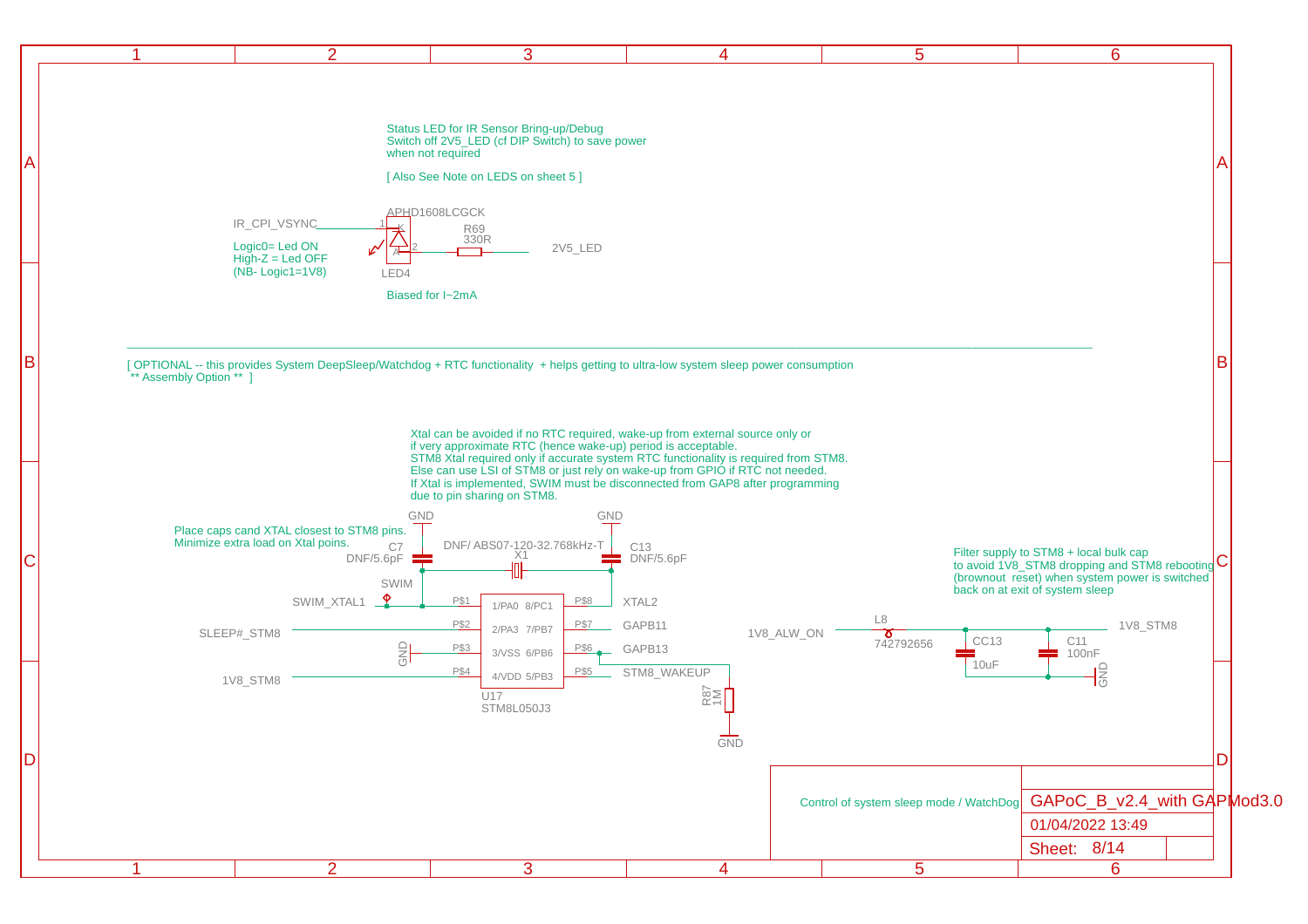Status LED for IR Sensor Bring-up/Debug
Switch off 2V5_LED (cf DIP Switch) to save power
when not required

[ Also See Note on LEDS on sheet 5 ]

APHD1608LCGCK

IR_CPI_VSYNC — LED4 (K 1, A 2) — R69 330R — 2V5_LED

Logic0= Led ON
High-Z = Led OFF
(NB- Logic1=1V8)

Biased for I~2mA

[ OPTIONAL -- this provides System DeepSleep/Watchdog + RTC functionality + helps getting to ultra-low system sleep power consumption
** Assembly Option ** ]

Xtal can be avoided if no RTC required, wake-up from external source only or
if very approximate RTC (hence wake-up) period is acceptable.
STM8 Xtal required only if accurate system RTC functionality is required from STM8.
Else can use LSI of STM8 or just rely on wake-up from GPIO if RTC not needed.
If Xtal is implemented, SWIM must be disconnected from GAP8 after programming
due to pin sharing on STM8.

Place caps cand XTAL closest to STM8 pins.
Minimize extra load on Xtal poins.

C7 DNF/5.6pF — GND
C13 DNF/5.6pF — GND
X1 DNF/ ABS07-120-32.768kHz-T

U17 STM8L050J3

| Net | Pin | Pin | Net |
|---|---|---|---|
| SWIM_XTAL1 (SWIM) | P$1 1/PA0 | 8/PC1 P$8 | XTAL2 |
| SLEEP#_STM8 | P$2 2/PA3 | 7/PB7 P$7 | GAPB11 |
| GND | P$3 3/VSS | 6/PB6 P$6 | GAPB13 |
| 1V8_STM8 | P$4 4/VDD | 5/PB3 P$5 | STM8_WAKEUP |

R87 1M — GND

Filter supply to STM8 + local bulk cap
to avoid 1V8_STM8 dropping and STM8 rebooting
(brownout reset) when system power is switched
back on at exit of system sleep

1V8_ALW_ON — L8 742792656 — 1V8_STM8
CC13 10uF — GND
C11 100nF — GND

Control of system sleep mode / WatchDog

GAPoC_B_v2.4_with GAPMod3.0

01/04/2022 13:49

Sheet: 8/14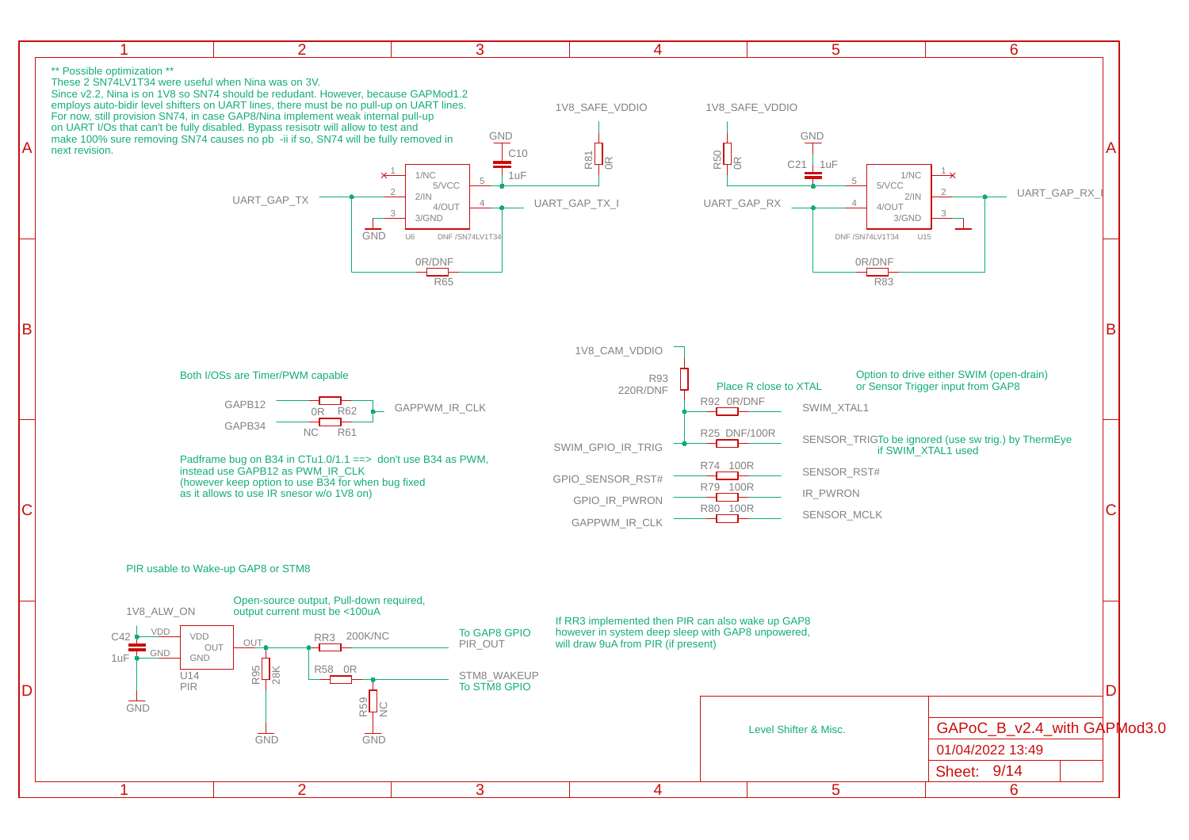** Possible optimization **
These 2 SN74LV1T34 were useful when Nina was on 3V.
Since v2.2, Nina is on 1V8 so SN74 should be redudant. However, because GAPMod1.2 employs auto-bidir level shifters on UART lines, there must be no pull-up on UART lines.
For now, still provision SN74, in case GAP8/Nina implement weak internal pull-up on UART I/Os that can't be fully disabled. Bypass resisotr will allow to test and make 100% sure removing SN74 causes no pb -ii if so, SN74 will be fully removed in next revision.

1V8_SAFE_VDDIO | R81 0R | GND | C10 1uF | U6 DNF /SN74LV1T34 | 1/NC | 2/IN | 3/GND | 4/OUT | 5/VCC | UART_GAP_TX | UART_GAP_TX_I | GND | 0R/DNF R65

1V8_SAFE_VDDIO | R50 0R | GND | C21 1uF | U15 DNF /SN74LV1T34 | 1/NC | 2/IN | 3/GND | 4/OUT | 5/VCC | UART_GAP_RX | UART_GAP_RX_I | 0R/DNF R83

Both I/OSs are Timer/PWM capable

GAPB12 | 0R R62 | GAPB34 | NC R61 | GAPPWM_IR_CLK

Padframe bug on B34 in CTu1.0/1.1 ==> don't use B34 as PWM, instead use GAPB12 as PWM_IR_CLK (however keep option to use B34 for when bug fixed as it allows to use IR snesor w/o 1V8 on)

1V8_CAM_VDDIO | R93 220R/DNF

Place R close to XTAL

Option to drive either SWIM (open-drain) or Sensor Trigger input from GAP8

R92 0R/DNF | SWIM_XTAL1
SWIM_GPIO_IR_TRIG | R25 DNF/100R | SENSOR_TRIG

To be ignored (use sw trig.) by ThermEye if SWIM_XTAL1 used

GPIO_SENSOR_RST# | R74 100R | SENSOR_RST#
GPIO_IR_PWRON | R79 100R | IR_PWRON
GAPPWM_IR_CLK | R80 100R | SENSOR_MCLK

PIR usable to Wake-up GAP8 or STM8

Open-source output, Pull-down required, output current must be <100uA

1V8_ALW_ON | C42 1uF | VDD | GND | U14 PIR | OUT | R95 28K | GND | RR3 200K/NC | To GAP8 GPIO PIR_OUT | R58 0R | STM8_WAKEUP To STM8 GPIO | R59 NC | GND

If RR3 implemented then PIR can also wake up GAP8 however in system deep sleep with GAP8 unpowered, will draw 9uA from PIR (if present)

Level Shifter & Misc.

GAPoC_B_v2.4_with GAPMod3.0

01/04/2022 13:49

Sheet: 9/14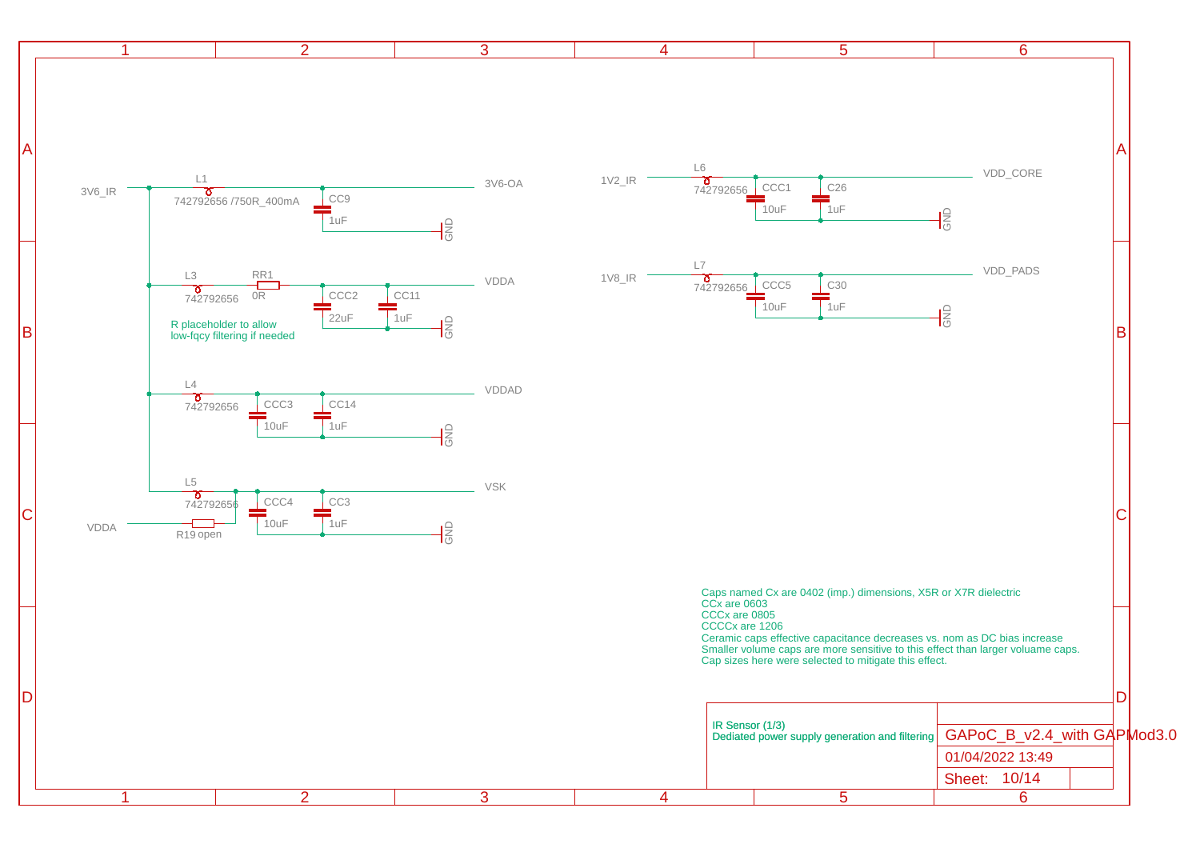3V6_IR

L1
742792656 /750R_400mA

CC9
1uF

3V6-OA

GND

L3
742792656

RR1
0R

CCC2
22uF

CC11
1uF

VDDA

GND

R placeholder to allow
low-fqcy filtering if needed

L4
742792656

CCC3
10uF

CC14
1uF

VDDAD

GND

L5
742792656

CCC4
10uF

CC3
1uF

VSK

VDDA

R19 open

GND

1V2_IR

L6
742792656

CCC1
10uF

C26
1uF

VDD_CORE

GND

1V8_IR

L7
742792656

CCC5
10uF

C30
1uF

VDD_PADS

GND

Caps named Cx are 0402 (imp.) dimensions, X5R or X7R dielectric
CCx are 0603
CCCx are 0805
CCCCx are 1206
Ceramic caps effective capacitance decreases vs. nom as DC bias increase
Smaller volume caps are more sensitive to this effect than larger voluame caps.
Cap sizes here were selected to mitigate this effect.

IR Sensor (1/3)
Dediated power supply generation and filtering

GAPoC_B_v2.4_with GAPMod3.0

01/04/2022 13:49

Sheet: 10/14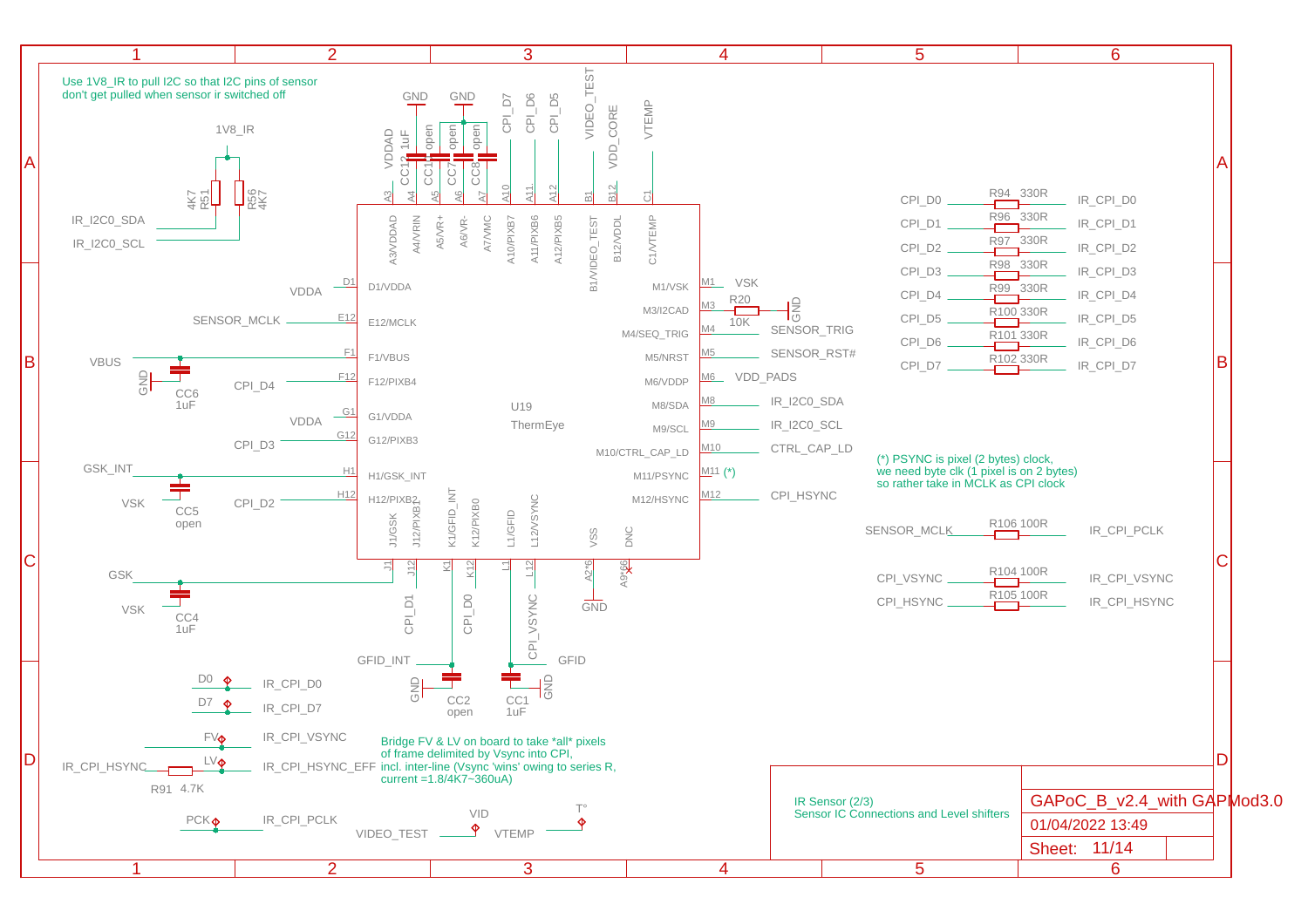Use 1V8_IR to pull I2C so that I2C pins of sensor don't get pulled when sensor ir switched off

1V8_IR

R51 4K7

R56 4K7

IR_I2C0_SDA

IR_I2C0_SCL

VDDAD CC12 1uF CC1 open CC7 open CC8 open

GND GND

CPI_D7 CPI_D6 CPI_D5 VIDEO_TEST VDD_CORE VTEMP

U19 ThermEye

| Pin | Net |
| --- | --- |
| A3/VDDAD | VDDAD |
| A4/VRIN | CC12 |
| A5/VR+ | CC1 |
| A6/VR- | CC7 |
| A7/VMC | CC8 |
| A10/PIXB7 | CPI_D7 |
| A11/PIXB6 | CPI_D6 |
| A12/PIXB5 | CPI_D5 |
| B1/VIDEO_TEST | VIDEO_TEST |
| B12/VDDL | VDD_CORE |
| C1/VTEMP | VTEMP |
| D1/VDDA | VDDA |
| E12/MCLK | SENSOR_MCLK |
| F1/VBUS | VBUS |
| F12/PIXB4 | CPI_D4 |
| G1/VDDA | VDDA |
| G12/PIXB3 | CPI_D3 |
| H1/GSK_INT | GSK_INT |
| H12/PIXB2 | CPI_D2 |
| J1/GSK | GSK |
| J12/PIXB1 | CPI_D1 |
| K1/GFID_INT | GFID_INT |
| K12/PIXB0 | CPI_D0 |
| L1/GFID | GFID |
| L12/VSYNC | CPI_VSYNC |
| VSS (A2*6) | GND |
| DNC (A9*66) | |
| M1/VSK | VSK |
| M3/I2CAD | R20 10K to GND |
| M4/SEQ_TRIG | SENSOR_TRIG |
| M5/NRST | SENSOR_RST# |
| M6/VDDP | VDD_PADS |
| M8/SDA | IR_I2C0_SDA |
| M9/SCL | IR_I2C0_SCL |
| M10/CTRL_CAP_LD | CTRL_CAP_LD |
| M11/PSYNC | (*) |
| M12/HSYNC | CPI_HSYNC |

CC6 1uF, CC5 open, CC4 1uF, CC2 open, CC1 1uF

VSK, GND

| Input | Resistor | Value | Output |
| --- | --- | --- | --- |
| CPI_D0 | R94 | 330R | IR_CPI_D0 |
| CPI_D1 | R96 | 330R | IR_CPI_D1 |
| CPI_D2 | R97 | 330R | IR_CPI_D2 |
| CPI_D3 | R98 | 330R | IR_CPI_D3 |
| CPI_D4 | R99 | 330R | IR_CPI_D4 |
| CPI_D5 | R100 | 330R | IR_CPI_D5 |
| CPI_D6 | R101 | 330R | IR_CPI_D6 |
| CPI_D7 | R102 | 330R | IR_CPI_D7 |
| SENSOR_MCLK | R106 | 100R | IR_CPI_PCLK |
| CPI_VSYNC | R104 | 100R | IR_CPI_VSYNC |
| CPI_HSYNC | R105 | 100R | IR_CPI_HSYNC |

(*) PSYNC is pixel (2 bytes) clock, we need byte clk (1 pixel is on 2 bytes) so rather take in MCLK as CPI clock

D0 — IR_CPI_D0

D7 — IR_CPI_D7

FV — IR_CPI_VSYNC

IR_CPI_HSYNC — R91 4.7K — LV — IR_CPI_HSYNC_EFF

PCK — IR_CPI_PCLK

VID — VIDEO_TEST

T° — VTEMP

Bridge FV & LV on board to take *all* pixels of frame delimited by Vsync into CPI, incl. inter-line (Vsync 'wins' owing to series R, current =1.8/4K7~360uA)

IR Sensor (2/3)
Sensor IC Connections and Level shifters

GAPoC_B_v2.4_with GAPMod3.0

01/04/2022 13:49

Sheet: 11/14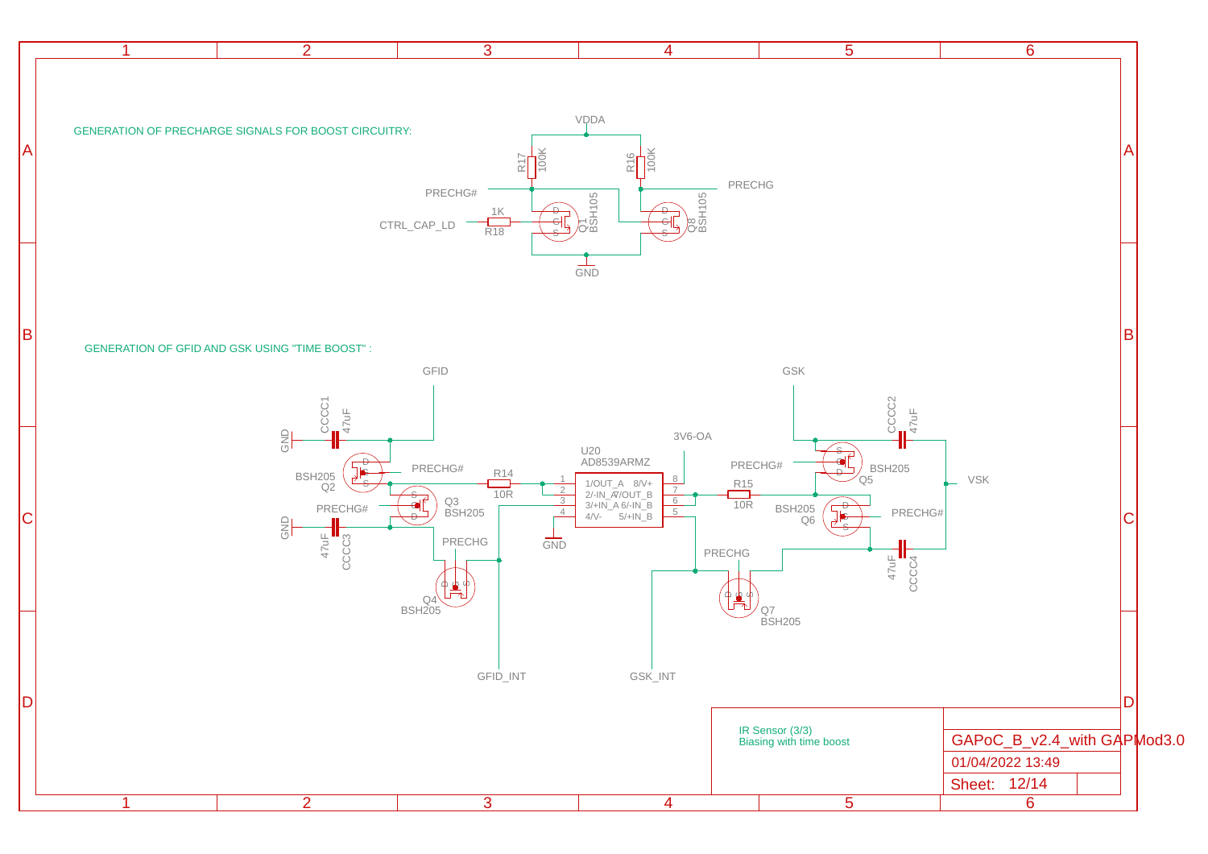GENERATION OF PRECHARGE SIGNALS FOR BOOST CIRCUITRY:

VDDA

R17 100K

R16 100K

PRECHG#

PRECHG

CTRL_CAP_LD

1K

R18

Q1 BSH105

Q8 BSH105

GND

GENERATION OF GFID AND GSK USING "TIME BOOST" :

GFID

GSK

CCCC1 47uF

CCCC2 47uF

GND

BSH205 Q2

PRECHG#

R14 10R

U20 AD8539ARMZ

1/OUT_A 8/V+

2/-IN_A 7/OUT_B

3/+IN_A 6/-IN_B

4/V- 5/+IN_B

3V6-OA

PRECHG#

R15 10R

BSH205 Q5

VSK

Q3 BSH205

PRECHG#

BSH205 Q6

PRECHG#

GND

47uF CCCC3

GND

PRECHG

PRECHG

47uF CCCC4

Q4 BSH205

Q7 BSH205

GFID_INT

GSK_INT

IR Sensor (3/3)
Biasing with time boost

GAPoC_B_v2.4_with GAPMod3.0

01/04/2022 13:49

Sheet: 12/14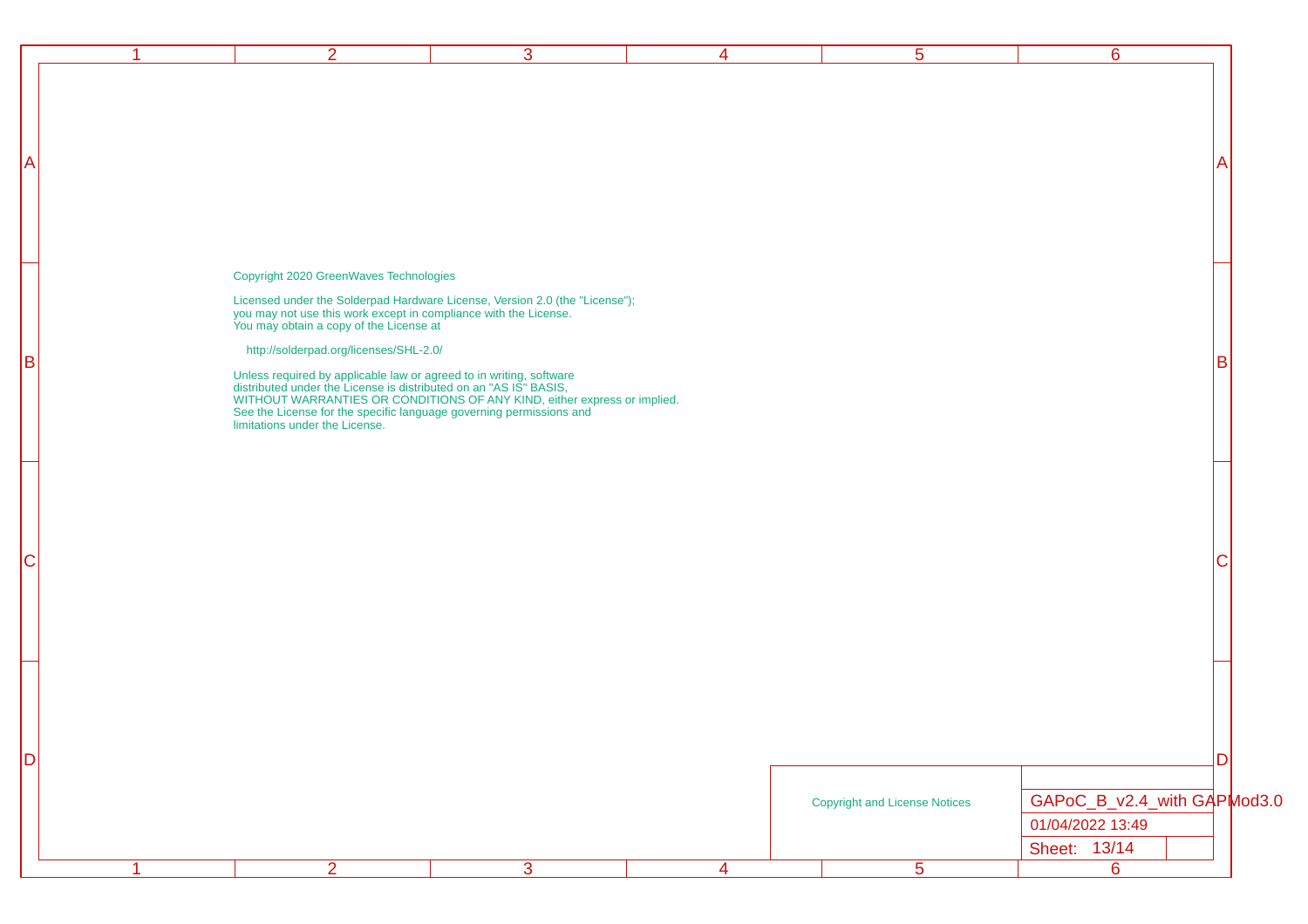Copyright 2020 GreenWaves Technologies

Licensed under the Solderpad Hardware License, Version 2.0 (the "License");
you may not use this work except in compliance with the License.
You may obtain a copy of the License at

http://solderpad.org/licenses/SHL-2.0/

Unless required by applicable law or agreed to in writing, software
distributed under the License is distributed on an "AS IS" BASIS,
WITHOUT WARRANTIES OR CONDITIONS OF ANY KIND, either express or implied.
See the License for the specific language governing permissions and
limitations under the License.

Copyright and License Notices

GAPoC_B_v2.4_with GAPMod3.0

01/04/2022 13:49

Sheet: 13/14